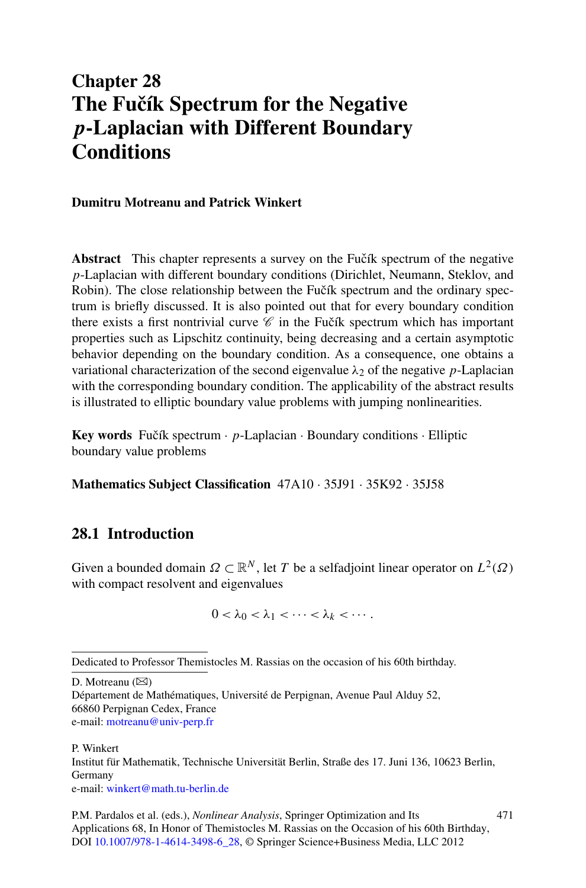# Chapter 28
# The Fučík Spectrum for the Negative *p*-Laplacian with Different Boundary Conditions

**Dumitru Motreanu and Patrick Winkert**

**Abstract** This chapter represents a survey on the Fučík spectrum of the negative $p$-Laplacian with different boundary conditions (Dirichlet, Neumann, Steklov, and Robin). The close relationship between the Fučík spectrum and the ordinary spectrum is briefly discussed. It is also pointed out that for every boundary condition there exists a first nontrivial curve $\mathscr{C}$ in the Fučík spectrum which has important properties such as Lipschitz continuity, being decreasing and a certain asymptotic behavior depending on the boundary condition. As a consequence, one obtains a variational characterization of the second eigenvalue $\lambda_2$ of the negative $p$-Laplacian with the corresponding boundary condition. The applicability of the abstract results is illustrated to elliptic boundary value problems with jumping nonlinearities.

**Key words** Fučík spectrum · $p$-Laplacian · Boundary conditions · Elliptic boundary value problems

**Mathematics Subject Classification** 47A10 · 35J91 · 35K92 · 35J58

## 28.1 Introduction

Given a bounded domain $\Omega \subset \mathbb{R}^N$, let $T$ be a selfadjoint linear operator on $L^2(\Omega)$ with compact resolvent and eigenvalues

$$0 < \lambda_0 < \lambda_1 < \cdots < \lambda_k < \cdots .$$

---

Dedicated to Professor Themistocles M. Rassias on the occasion of his 60th birthday.

D. Motreanu (✉)
Département de Mathématiques, Université de Perpignan, Avenue Paul Alduy 52, 66860 Perpignan Cedex, France
e-mail: motreanu@univ-perp.fr

P. Winkert
Institut für Mathematik, Technische Universität Berlin, Straße des 17. Juni 136, 10623 Berlin, Germany
e-mail: winkert@math.tu-berlin.de

P.M. Pardalos et al. (eds.), *Nonlinear Analysis*, Springer Optimization and Its Applications 68, In Honor of Themistocles M. Rassias on the Occasion of his 60th Birthday, DOI 10.1007/978-1-4614-3498-6_28, © Springer Science+Business Media, LLC 2012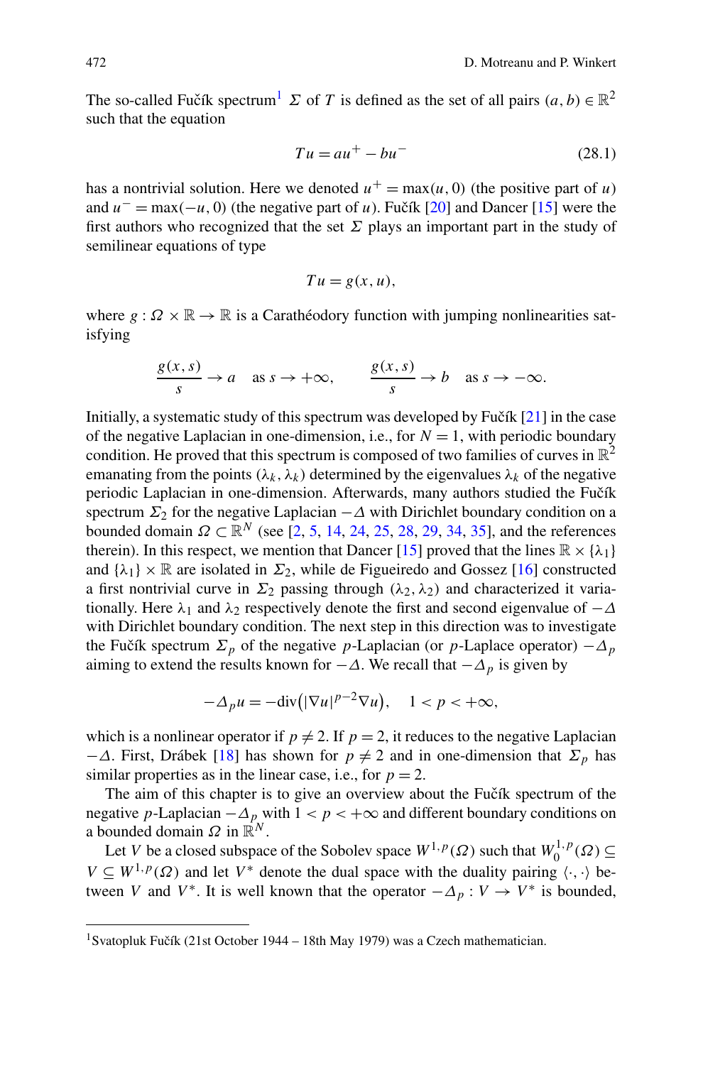The so-called Fučík spectrum[1] $\Sigma$ of $T$ is defined as the set of all pairs $(a,b)\in\mathbb{R}^2$ such that the equation

$$Tu = au^+ - bu^- \tag{28.1}$$

has a nontrivial solution. Here we denoted $u^+ = \max(u,0)$ (the positive part of $u$) and $u^- = \max(-u,0)$ (the negative part of $u$). Fučík [20] and Dancer [15] were the first authors who recognized that the set $\Sigma$ plays an important part in the study of semilinear equations of type

$$Tu = g(x,u),$$

where $g:\Omega\times\mathbb{R}\to\mathbb{R}$ is a Carathéodory function with jumping nonlinearities satisfying

$$\frac{g(x,s)}{s}\to a \quad \text{as } s\to+\infty, \qquad \frac{g(x,s)}{s}\to b \quad \text{as } s\to-\infty.$$

Initially, a systematic study of this spectrum was developed by Fučík [21] in the case of the negative Laplacian in one-dimension, i.e., for $N=1$, with periodic boundary condition. He proved that this spectrum is composed of two families of curves in $\mathbb{R}^2$ emanating from the points $(\lambda_k,\lambda_k)$ determined by the eigenvalues $\lambda_k$ of the negative periodic Laplacian in one-dimension. Afterwards, many authors studied the Fučík spectrum $\Sigma_2$ for the negative Laplacian $-\Delta$ with Dirichlet boundary condition on a bounded domain $\Omega\subset\mathbb{R}^N$ (see [2, 5, 14, 24, 25, 28, 29, 34, 35], and the references therein). In this respect, we mention that Dancer [15] proved that the lines $\mathbb{R}\times\{\lambda_1\}$ and $\{\lambda_1\}\times\mathbb{R}$ are isolated in $\Sigma_2$, while de Figueiredo and Gossez [16] constructed a first nontrivial curve in $\Sigma_2$ passing through $(\lambda_2,\lambda_2)$ and characterized it variationally. Here $\lambda_1$ and $\lambda_2$ respectively denote the first and second eigenvalue of $-\Delta$ with Dirichlet boundary condition. The next step in this direction was to investigate the Fučík spectrum $\Sigma_p$ of the negative $p$-Laplacian (or $p$-Laplace operator) $-\Delta_p$ aiming to extend the results known for $-\Delta$. We recall that $-\Delta_p$ is given by

$$-\Delta_p u = -\operatorname{div}\big(|\nabla u|^{p-2}\nabla u\big), \quad 1<p<+\infty,$$

which is a nonlinear operator if $p\neq 2$. If $p=2$, it reduces to the negative Laplacian $-\Delta$. First, Drábek [18] has shown for $p\neq 2$ and in one-dimension that $\Sigma_p$ has similar properties as in the linear case, i.e., for $p=2$.

The aim of this chapter is to give an overview about the Fučík spectrum of the negative $p$-Laplacian $-\Delta_p$ with $1<p<+\infty$ and different boundary conditions on a bounded domain $\Omega$ in $\mathbb{R}^N$.

Let $V$ be a closed subspace of the Sobolev space $W^{1,p}(\Omega)$ such that $W_0^{1,p}(\Omega)\subseteq V\subseteq W^{1,p}(\Omega)$ and let $V^*$ denote the dual space with the duality pairing $\langle\cdot,\cdot\rangle$ between $V$ and $V^*$. It is well known that the operator $-\Delta_p: V\to V^*$ is bounded,

[1] Svatopluk Fučík (21st October 1944 – 18th May 1979) was a Czech mathematician.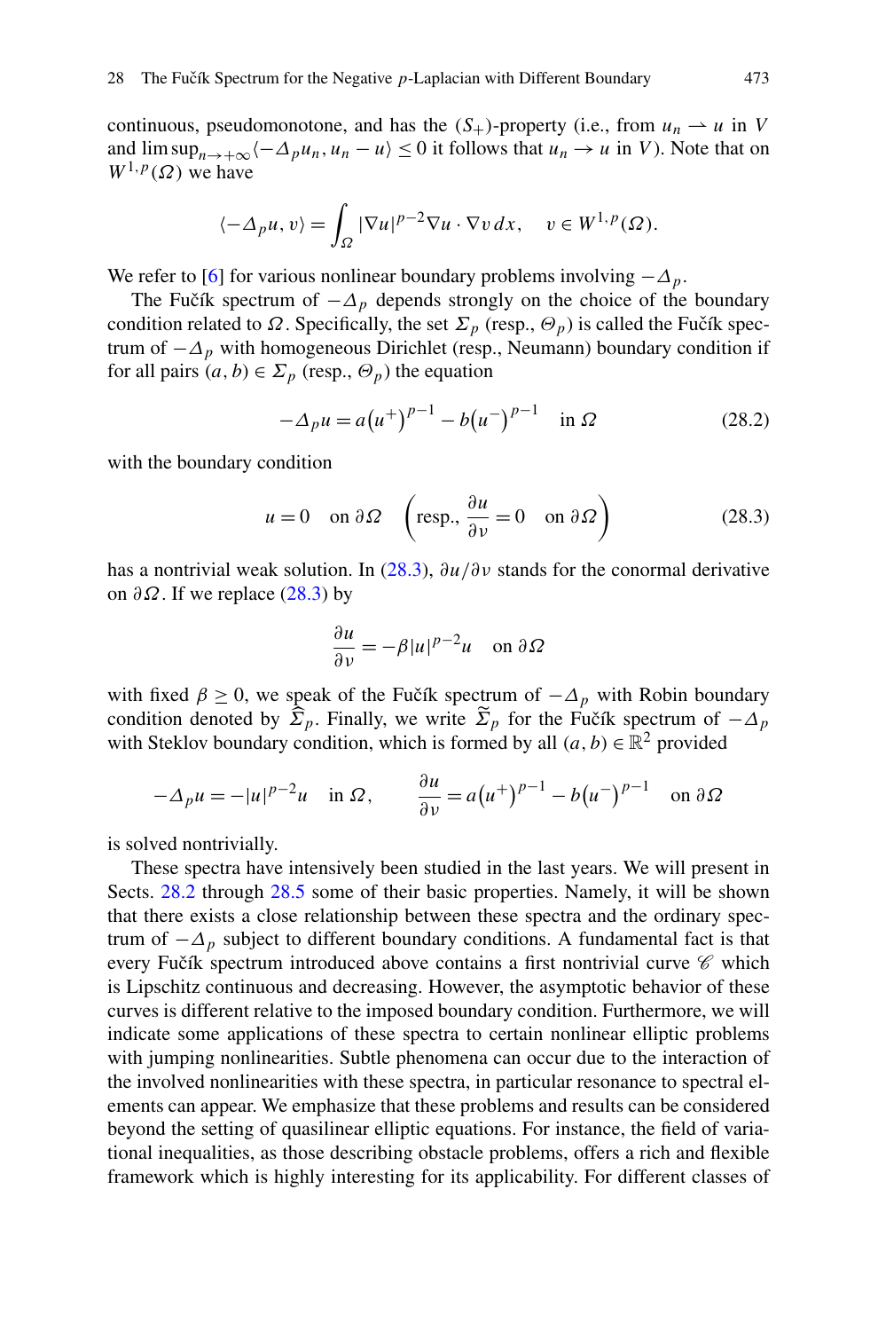continuous, pseudomonotone, and has the $(S_+)$-property (i.e., from $u_n \rightharpoonup u$ in $V$ and $\limsup_{n\to+\infty}\langle -\Delta_p u_n, u_n - u\rangle \le 0$ it follows that $u_n \to u$ in $V$). Note that on $W^{1,p}(\Omega)$ we have

$$\langle -\Delta_p u, v\rangle = \int_\Omega |\nabla u|^{p-2}\nabla u\cdot\nabla v\,dx,\quad v\in W^{1,p}(\Omega).$$

We refer to [6] for various nonlinear boundary problems involving $-\Delta_p$.

The Fučík spectrum of $-\Delta_p$ depends strongly on the choice of the boundary condition related to $\Omega$. Specifically, the set $\Sigma_p$ (resp., $\Theta_p$) is called the Fučík spectrum of $-\Delta_p$ with homogeneous Dirichlet (resp., Neumann) boundary condition if for all pairs $(a,b)\in\Sigma_p$ (resp., $\Theta_p$) the equation

$$-\Delta_p u = a\big(u^+\big)^{p-1} - b\big(u^-\big)^{p-1}\quad \text{in } \Omega \tag{28.2}$$

with the boundary condition

$$u = 0 \quad \text{on } \partial\Omega \quad \left(\text{resp., } \frac{\partial u}{\partial\nu} = 0 \quad \text{on } \partial\Omega\right) \tag{28.3}$$

has a nontrivial weak solution. In (28.3), $\partial u/\partial\nu$ stands for the conormal derivative on $\partial\Omega$. If we replace (28.3) by

$$\frac{\partial u}{\partial\nu} = -\beta|u|^{p-2}u \quad \text{on } \partial\Omega$$

with fixed $\beta\ge 0$, we speak of the Fučík spectrum of $-\Delta_p$ with Robin boundary condition denoted by $\widehat{\Sigma}_p$. Finally, we write $\widetilde{\Sigma}_p$ for the Fučík spectrum of $-\Delta_p$ with Steklov boundary condition, which is formed by all $(a,b)\in\mathbb{R}^2$ provided

$$-\Delta_p u = -|u|^{p-2}u \quad \text{in } \Omega,\qquad \frac{\partial u}{\partial\nu} = a\big(u^+\big)^{p-1} - b\big(u^-\big)^{p-1}\quad \text{on } \partial\Omega$$

is solved nontrivially.

These spectra have intensively been studied in the last years. We will present in Sects. 28.2 through 28.5 some of their basic properties. Namely, it will be shown that there exists a close relationship between these spectra and the ordinary spectrum of $-\Delta_p$ subject to different boundary conditions. A fundamental fact is that every Fučík spectrum introduced above contains a first nontrivial curve $\mathscr{C}$ which is Lipschitz continuous and decreasing. However, the asymptotic behavior of these curves is different relative to the imposed boundary condition. Furthermore, we will indicate some applications of these spectra to certain nonlinear elliptic problems with jumping nonlinearities. Subtle phenomena can occur due to the interaction of the involved nonlinearities with these spectra, in particular resonance to spectral elements can appear. We emphasize that these problems and results can be considered beyond the setting of quasilinear elliptic equations. For instance, the field of variational inequalities, as those describing obstacle problems, offers a rich and flexible framework which is highly interesting for its applicability. For different classes of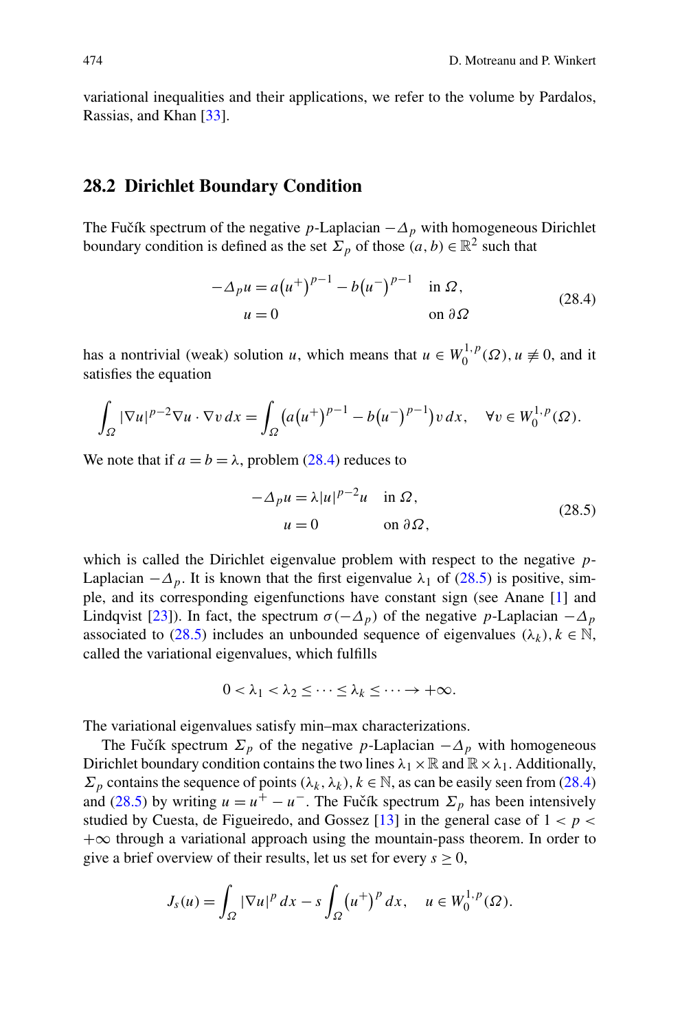variational inequalities and their applications, we refer to the volume by Pardalos, Rassias, and Khan [33].

## 28.2 Dirichlet Boundary Condition

The Fučík spectrum of the negative $p$-Laplacian $-\Delta_p$ with homogeneous Dirichlet boundary condition is defined as the set $\Sigma_p$ of those $(a,b) \in \mathbb{R}^2$ such that

$$
\begin{aligned}
-\Delta_p u &= a\big(u^+\big)^{p-1} - b\big(u^-\big)^{p-1} \quad &&\text{in } \Omega,\\
u &= 0 &&\text{on } \partial\Omega
\end{aligned}
\tag{28.4}
$$

has a nontrivial (weak) solution $u$, which means that $u \in W_0^{1,p}(\Omega)$, $u \not\equiv 0$, and it satisfies the equation

$$
\int_\Omega |\nabla u|^{p-2}\nabla u \cdot \nabla v \, dx = \int_\Omega \big(a\big(u^+\big)^{p-1} - b\big(u^-\big)^{p-1}\big) v \, dx, \quad \forall v \in W_0^{1,p}(\Omega).
$$

We note that if $a = b = \lambda$, problem (28.4) reduces to

$$
\begin{aligned}
-\Delta_p u &= \lambda |u|^{p-2} u \quad &&\text{in } \Omega,\\
u &= 0 &&\text{on } \partial\Omega,
\end{aligned}
\tag{28.5}
$$

which is called the Dirichlet eigenvalue problem with respect to the negative $p$-Laplacian $-\Delta_p$. It is known that the first eigenvalue $\lambda_1$ of (28.5) is positive, simple, and its corresponding eigenfunctions have constant sign (see Anane [1] and Lindqvist [23]). In fact, the spectrum $\sigma(-\Delta_p)$ of the negative $p$-Laplacian $-\Delta_p$ associated to (28.5) includes an unbounded sequence of eigenvalues $(\lambda_k)$, $k \in \mathbb{N}$, called the variational eigenvalues, which fulfills

$$
0 < \lambda_1 < \lambda_2 \leq \cdots \leq \lambda_k \leq \cdots \to +\infty.
$$

The variational eigenvalues satisfy min–max characterizations.

The Fučík spectrum $\Sigma_p$ of the negative $p$-Laplacian $-\Delta_p$ with homogeneous Dirichlet boundary condition contains the two lines $\lambda_1 \times \mathbb{R}$ and $\mathbb{R} \times \lambda_1$. Additionally, $\Sigma_p$ contains the sequence of points $(\lambda_k, \lambda_k)$, $k \in \mathbb{N}$, as can be easily seen from (28.4) and (28.5) by writing $u = u^+ - u^-$. The Fučík spectrum $\Sigma_p$ has been intensively studied by Cuesta, de Figueiredo, and Gossez [13] in the general case of $1 < p < +\infty$ through a variational approach using the mountain-pass theorem. In order to give a brief overview of their results, let us set for every $s \geq 0$,

$$
J_s(u) = \int_\Omega |\nabla u|^p \, dx - s \int_\Omega \big(u^+\big)^p \, dx, \quad u \in W_0^{1,p}(\Omega).
$$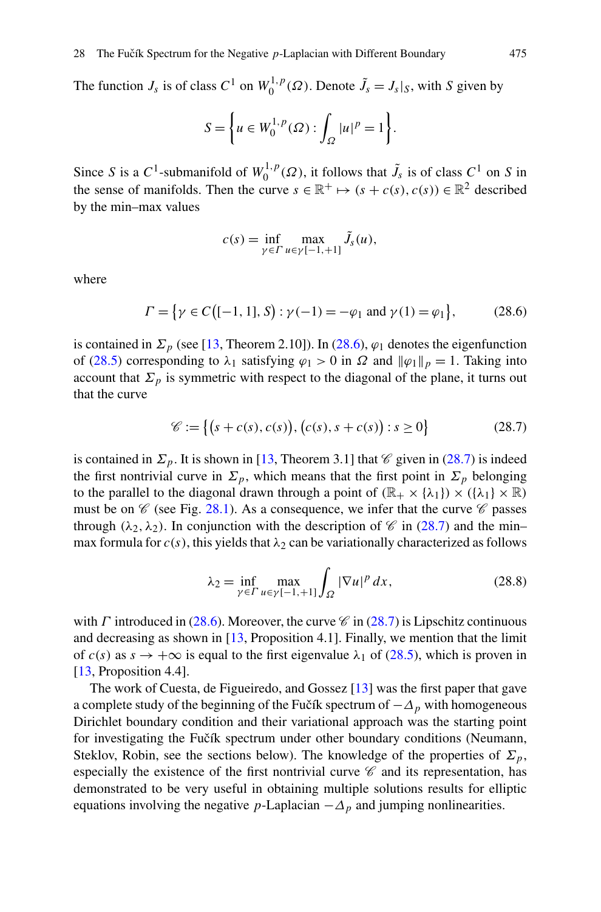The function $J_s$ is of class $C^1$ on $W_0^{1,p}(\Omega)$. Denote $\tilde{J}_s = J_s|_S$, with $S$ given by

$$S = \left\{ u \in W_0^{1,p}(\Omega) : \int_\Omega |u|^p = 1 \right\}.$$

Since $S$ is a $C^1$-submanifold of $W_0^{1,p}(\Omega)$, it follows that $\tilde{J}_s$ is of class $C^1$ on $S$ in the sense of manifolds. Then the curve $s \in \mathbb{R}^+ \mapsto (s + c(s), c(s)) \in \mathbb{R}^2$ described by the min–max values

$$c(s) = \inf_{\gamma \in \Gamma} \max_{u \in \gamma[-1,+1]} \tilde{J}_s(u),$$

where

$$\Gamma = \left\{ \gamma \in C\big([-1,1], S\big) : \gamma(-1) = -\varphi_1 \text{ and } \gamma(1) = \varphi_1 \right\}, \tag{28.6}$$

is contained in $\Sigma_p$ (see [13, Theorem 2.10]). In (28.6), $\varphi_1$ denotes the eigenfunction of (28.5) corresponding to $\lambda_1$ satisfying $\varphi_1 > 0$ in $\Omega$ and $\|\varphi_1\|_p = 1$. Taking into account that $\Sigma_p$ is symmetric with respect to the diagonal of the plane, it turns out that the curve

$$\mathscr{C} := \left\{ \big(s + c(s), c(s)\big), \big(c(s), s + c(s)\big) : s \geq 0 \right\} \tag{28.7}$$

is contained in $\Sigma_p$. It is shown in [13, Theorem 3.1] that $\mathscr{C}$ given in (28.7) is indeed the first nontrivial curve in $\Sigma_p$, which means that the first point in $\Sigma_p$ belonging to the parallel to the diagonal drawn through a point of $(\mathbb{R}_+ \times \{\lambda_1\}) \times (\{\lambda_1\} \times \mathbb{R})$ must be on $\mathscr{C}$ (see Fig. 28.1). As a consequence, we infer that the curve $\mathscr{C}$ passes through $(\lambda_2, \lambda_2)$. In conjunction with the description of $\mathscr{C}$ in (28.7) and the min–max formula for $c(s)$, this yields that $\lambda_2$ can be variationally characterized as follows

$$\lambda_2 = \inf_{\gamma \in \Gamma} \max_{u \in \gamma[-1,+1]} \int_\Omega |\nabla u|^p \, dx, \tag{28.8}$$

with $\Gamma$ introduced in (28.6). Moreover, the curve $\mathscr{C}$ in (28.7) is Lipschitz continuous and decreasing as shown in [13, Proposition 4.1]. Finally, we mention that the limit of $c(s)$ as $s \to +\infty$ is equal to the first eigenvalue $\lambda_1$ of (28.5), which is proven in [13, Proposition 4.4].

The work of Cuesta, de Figueiredo, and Gossez [13] was the first paper that gave a complete study of the beginning of the Fučík spectrum of $-\Delta_p$ with homogeneous Dirichlet boundary condition and their variational approach was the starting point for investigating the Fučík spectrum under other boundary conditions (Neumann, Steklov, Robin, see the sections below). The knowledge of the properties of $\Sigma_p$, especially the existence of the first nontrivial curve $\mathscr{C}$ and its representation, has demonstrated to be very useful in obtaining multiple solutions results for elliptic equations involving the negative $p$-Laplacian $-\Delta_p$ and jumping nonlinearities.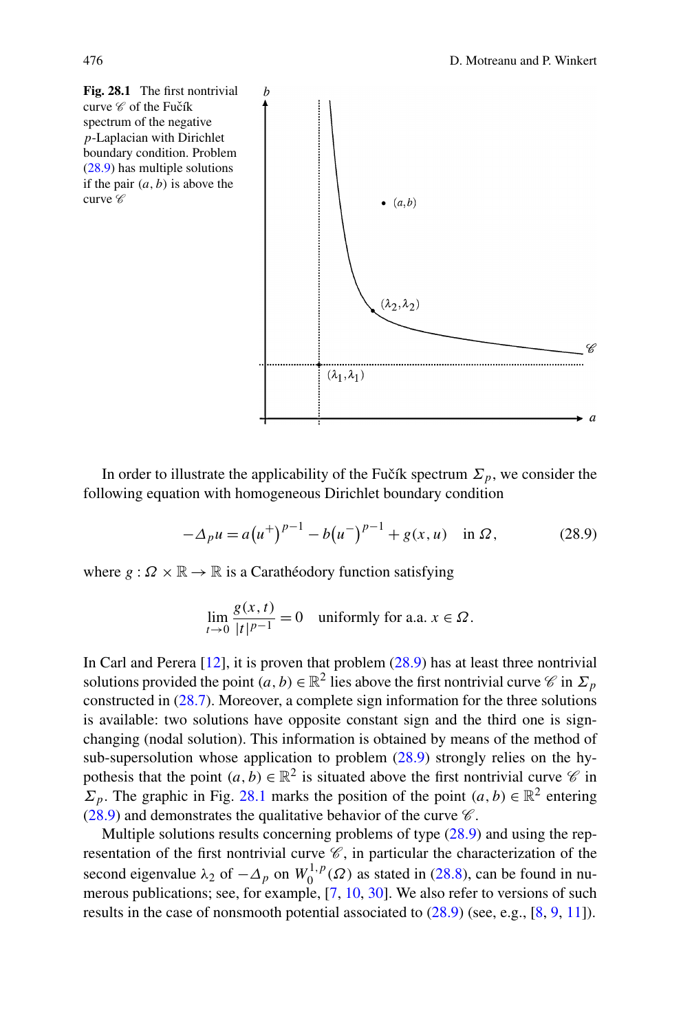**Fig. 28.1** The first nontrivial curve $\mathscr{C}$ of the Fučík spectrum of the negative $p$-Laplacian with Dirichlet boundary condition. Problem (28.9) has multiple solutions if the pair $(a,b)$ is above the curve $\mathscr{C}$

In order to illustrate the applicability of the Fučík spectrum $\Sigma_p$, we consider the following equation with homogeneous Dirichlet boundary condition

$$-\Delta_p u = a\left(u^+\right)^{p-1} - b\left(u^-\right)^{p-1} + g(x,u) \quad \text{in } \Omega, \tag{28.9}$$

where $g : \Omega \times \mathbb{R} \to \mathbb{R}$ is a Carathéodory function satisfying

$$\lim_{t\to 0} \frac{g(x,t)}{|t|^{p-1}} = 0 \quad \text{uniformly for a.a. } x \in \Omega.$$

In Carl and Perera [12], it is proven that problem (28.9) has at least three nontrivial solutions provided the point $(a,b) \in \mathbb{R}^2$ lies above the first nontrivial curve $\mathscr{C}$ in $\Sigma_p$ constructed in (28.7). Moreover, a complete sign information for the three solutions is available: two solutions have opposite constant sign and the third one is sign-changing (nodal solution). This information is obtained by means of the method of sub-supersolution whose application to problem (28.9) strongly relies on the hypothesis that the point $(a,b) \in \mathbb{R}^2$ is situated above the first nontrivial curve $\mathscr{C}$ in $\Sigma_p$. The graphic in Fig. 28.1 marks the position of the point $(a,b) \in \mathbb{R}^2$ entering (28.9) and demonstrates the qualitative behavior of the curve $\mathscr{C}$.

Multiple solutions results concerning problems of type (28.9) and using the representation of the first nontrivial curve $\mathscr{C}$, in particular the characterization of the second eigenvalue $\lambda_2$ of $-\Delta_p$ on $W_0^{1,p}(\Omega)$ as stated in (28.8), can be found in numerous publications; see, for example, [7, 10, 30]. We also refer to versions of such results in the case of nonsmooth potential associated to (28.9) (see, e.g., [8, 9, 11]).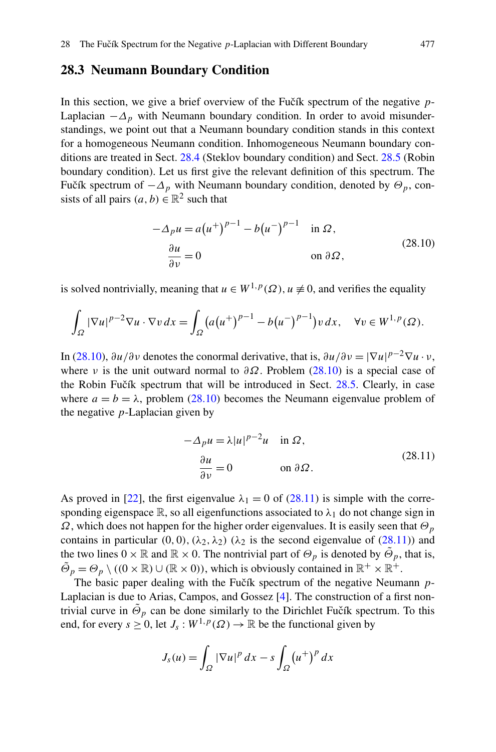## 28.3 Neumann Boundary Condition

In this section, we give a brief overview of the Fučík spectrum of the negative $p$-Laplacian $-\Delta_p$ with Neumann boundary condition. In order to avoid misunderstandings, we point out that a Neumann boundary condition stands in this context for a homogeneous Neumann condition. Inhomogeneous Neumann boundary conditions are treated in Sect. 28.4 (Steklov boundary condition) and Sect. 28.5 (Robin boundary condition). Let us first give the relevant definition of this spectrum. The Fučík spectrum of $-\Delta_p$ with Neumann boundary condition, denoted by $\Theta_p$, consists of all pairs $(a, b) \in \mathbb{R}^2$ such that

$$
\begin{aligned}
-\Delta_p u &= a\left(u^+\right)^{p-1} - b\left(u^-\right)^{p-1} \quad &&\text{in } \Omega, \\
\frac{\partial u}{\partial \nu} &= 0 &&\text{on } \partial\Omega,
\end{aligned}
\tag{28.10}
$$

is solved nontrivially, meaning that $u \in W^{1,p}(\Omega)$, $u \not\equiv 0$, and verifies the equality

$$
\int_\Omega |\nabla u|^{p-2} \nabla u \cdot \nabla v \, dx = \int_\Omega \left(a\left(u^+\right)^{p-1} - b\left(u^-\right)^{p-1}\right) v \, dx, \quad \forall v \in W^{1,p}(\Omega).
$$

In (28.10), $\partial u / \partial \nu$ denotes the conormal derivative, that is, $\partial u / \partial \nu = |\nabla u|^{p-2} \nabla u \cdot \nu$, where $\nu$ is the unit outward normal to $\partial\Omega$. Problem (28.10) is a special case of the Robin Fučík spectrum that will be introduced in Sect. 28.5. Clearly, in case where $a = b = \lambda$, problem (28.10) becomes the Neumann eigenvalue problem of the negative $p$-Laplacian given by

$$
\begin{aligned}
-\Delta_p u &= \lambda |u|^{p-2} u \quad &&\text{in } \Omega, \\
\frac{\partial u}{\partial \nu} &= 0 &&\text{on } \partial\Omega.
\end{aligned}
\tag{28.11}
$$

As proved in [22], the first eigenvalue $\lambda_1 = 0$ of (28.11) is simple with the corresponding eigenspace $\mathbb{R}$, so all eigenfunctions associated to $\lambda_1$ do not change sign in $\Omega$, which does not happen for the higher order eigenvalues. It is easily seen that $\Theta_p$ contains in particular $(0, 0)$, $(\lambda_2, \lambda_2)$ ($\lambda_2$ is the second eigenvalue of (28.11)) and the two lines $0 \times \mathbb{R}$ and $\mathbb{R} \times 0$. The nontrivial part of $\Theta_p$ is denoted by $\tilde{\Theta}_p$, that is, $\tilde{\Theta}_p = \Theta_p \setminus ((0 \times \mathbb{R}) \cup (\mathbb{R} \times 0))$, which is obviously contained in $\mathbb{R}^+ \times \mathbb{R}^+$.

The basic paper dealing with the Fučík spectrum of the negative Neumann $p$-Laplacian is due to Arias, Campos, and Gossez [4]. The construction of a first nontrivial curve in $\tilde{\Theta}_p$ can be done similarly to the Dirichlet Fučík spectrum. To this end, for every $s \geq 0$, let $J_s : W^{1,p}(\Omega) \to \mathbb{R}$ be the functional given by

$$
J_s(u) = \int_\Omega |\nabla u|^p \, dx - s \int_\Omega \left(u^+\right)^p dx
$$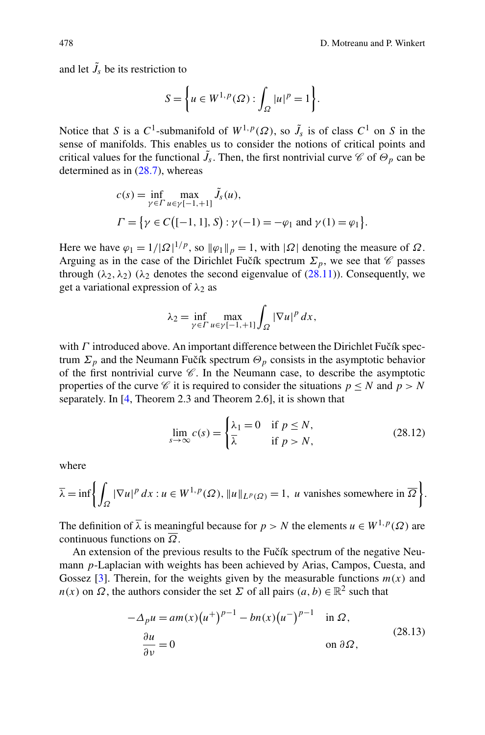and let $\tilde{J}_s$ be its restriction to

$$S = \left\{ u \in W^{1,p}(\Omega) : \int_\Omega |u|^p = 1 \right\}.$$

Notice that $S$ is a $C^1$-submanifold of $W^{1,p}(\Omega)$, so $\tilde{J}_s$ is of class $C^1$ on $S$ in the sense of manifolds. This enables us to consider the notions of critical points and critical values for the functional $\tilde{J}_s$. Then, the first nontrivial curve $\mathscr{C}$ of $\Theta_p$ can be determined as in (28.7), whereas

$$c(s) = \inf_{\gamma \in \Gamma} \max_{u \in \gamma[-1,+1]} \tilde{J}_s(u),$$
$$\Gamma = \left\{ \gamma \in C\big([-1,1], S\big) : \gamma(-1) = -\varphi_1 \text{ and } \gamma(1) = \varphi_1 \right\}.$$

Here we have $\varphi_1 = 1/|\Omega|^{1/p}$, so $\|\varphi_1\|_p = 1$, with $|\Omega|$ denoting the measure of $\Omega$. Arguing as in the case of the Dirichlet Fučík spectrum $\Sigma_p$, we see that $\mathscr{C}$ passes through $(\lambda_2, \lambda_2)$ ($\lambda_2$ denotes the second eigenvalue of (28.11)). Consequently, we get a variational expression of $\lambda_2$ as

$$\lambda_2 = \inf_{\gamma \in \Gamma} \max_{u \in \gamma[-1,+1]} \int_\Omega |\nabla u|^p \, dx,$$

with $\Gamma$ introduced above. An important difference between the Dirichlet Fučík spectrum $\Sigma_p$ and the Neumann Fučík spectrum $\Theta_p$ consists in the asymptotic behavior of the first nontrivial curve $\mathscr{C}$. In the Neumann case, to describe the asymptotic properties of the curve $\mathscr{C}$ it is required to consider the situations $p \le N$ and $p > N$ separately. In [4, Theorem 2.3 and Theorem 2.6], it is shown that

$$\lim_{s \to \infty} c(s) = \begin{cases} \lambda_1 = 0 & \text{if } p \le N, \\ \overline{\lambda} & \text{if } p > N, \end{cases} \tag{28.12}$$

where

$$\overline{\lambda} = \inf\left\{ \int_\Omega |\nabla u|^p \, dx : u \in W^{1,p}(\Omega),\ \|u\|_{L^p(\Omega)} = 1,\ u \text{ vanishes somewhere in } \overline{\Omega} \right\}.$$

The definition of $\overline{\lambda}$ is meaningful because for $p > N$ the elements $u \in W^{1,p}(\Omega)$ are continuous functions on $\overline{\Omega}$.

An extension of the previous results to the Fučík spectrum of the negative Neumann $p$-Laplacian with weights has been achieved by Arias, Campos, Cuesta, and Gossez [3]. Therein, for the weights given by the measurable functions $m(x)$ and $n(x)$ on $\Omega$, the authors consider the set $\Sigma$ of all pairs $(a, b) \in \mathbb{R}^2$ such that

$$\begin{aligned} -\Delta_p u &= am(x)\big(u^+\big)^{p-1} - bn(x)\big(u^-\big)^{p-1} && \text{in } \Omega, \\ \frac{\partial u}{\partial \nu} &= 0 && \text{on } \partial\Omega, \end{aligned} \tag{28.13}$$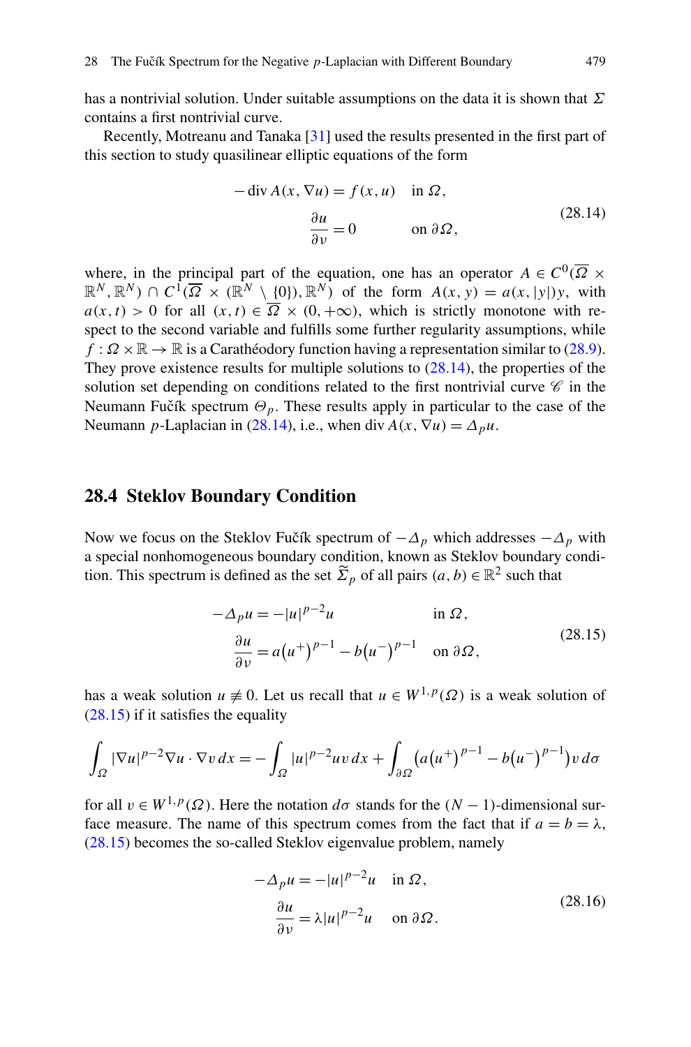has a nontrivial solution. Under suitable assumptions on the data it is shown that $\Sigma$ contains a first nontrivial curve.

Recently, Motreanu and Tanaka [31] used the results presented in the first part of this section to study quasilinear elliptic equations of the form

$$
\begin{aligned}
-\operatorname{div} A(x, \nabla u) &= f(x, u) \quad \text{in } \Omega, \\
\frac{\partial u}{\partial \nu} &= 0 \qquad\qquad \text{on } \partial\Omega,
\end{aligned}
\tag{28.14}
$$

where, in the principal part of the equation, one has an operator $A \in C^0(\overline{\Omega} \times \mathbb{R}^N, \mathbb{R}^N) \cap C^1(\overline{\Omega} \times (\mathbb{R}^N \setminus \{0\}), \mathbb{R}^N)$ of the form $A(x, y) = a(x, |y|)y$, with $a(x, t) > 0$ for all $(x, t) \in \overline{\Omega} \times (0, +\infty)$, which is strictly monotone with respect to the second variable and fulfills some further regularity assumptions, while $f : \Omega \times \mathbb{R} \to \mathbb{R}$ is a Carathéodory function having a representation similar to (28.9). They prove existence results for multiple solutions to (28.14), the properties of the solution set depending on conditions related to the first nontrivial curve $\mathscr{C}$ in the Neumann Fučík spectrum $\Theta_p$. These results apply in particular to the case of the Neumann $p$-Laplacian in (28.14), i.e., when $\operatorname{div} A(x, \nabla u) = \Delta_p u$.

## 28.4 Steklov Boundary Condition

Now we focus on the Steklov Fučík spectrum of $-\Delta_p$ which addresses $-\Delta_p$ with a special nonhomogeneous boundary condition, known as Steklov boundary condition. This spectrum is defined as the set $\widetilde{\Sigma}_p$ of all pairs $(a, b) \in \mathbb{R}^2$ such that

$$
\begin{aligned}
-\Delta_p u &= -|u|^{p-2}u \qquad\qquad\qquad \text{in } \Omega, \\
\frac{\partial u}{\partial \nu} &= a\big(u^+\big)^{p-1} - b\big(u^-\big)^{p-1} \quad \text{on } \partial\Omega,
\end{aligned}
\tag{28.15}
$$

has a weak solution $u \not\equiv 0$. Let us recall that $u \in W^{1,p}(\Omega)$ is a weak solution of (28.15) if it satisfies the equality

$$
\int_\Omega |\nabla u|^{p-2}\nabla u \cdot \nabla v \, dx = -\int_\Omega |u|^{p-2}uv \, dx + \int_{\partial\Omega} \big(a\big(u^+\big)^{p-1} - b\big(u^-\big)^{p-1}\big) v \, d\sigma
$$

for all $v \in W^{1,p}(\Omega)$. Here the notation $d\sigma$ stands for the $(N-1)$-dimensional surface measure. The name of this spectrum comes from the fact that if $a = b = \lambda$, (28.15) becomes the so-called Steklov eigenvalue problem, namely

$$
\begin{aligned}
-\Delta_p u &= -|u|^{p-2}u \quad \text{in } \Omega, \\
\frac{\partial u}{\partial \nu} &= \lambda |u|^{p-2}u \quad \text{on } \partial\Omega.
\end{aligned}
\tag{28.16}
$$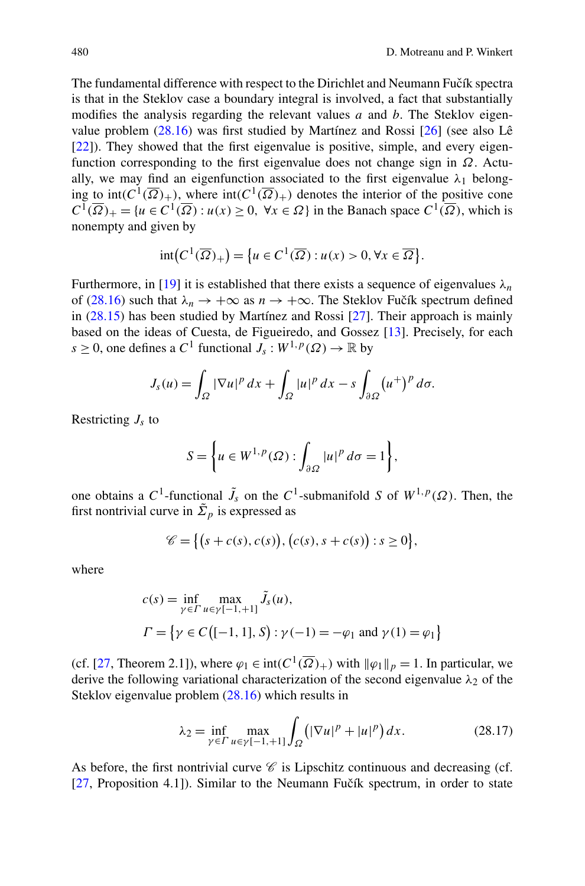The fundamental difference with respect to the Dirichlet and Neumann Fučík spectra is that in the Steklov case a boundary integral is involved, a fact that substantially modifies the analysis regarding the relevant values $a$ and $b$. The Steklov eigenvalue problem (28.16) was first studied by Martínez and Rossi [26] (see also Lê [22]). They showed that the first eigenvalue is positive, simple, and every eigenfunction corresponding to the first eigenvalue does not change sign in $\Omega$. Actually, we may find an eigenfunction associated to the first eigenvalue $\lambda_1$ belonging to $\operatorname{int}(C^1(\overline{\Omega})_+)$, where $\operatorname{int}(C^1(\overline{\Omega})_+)$ denotes the interior of the positive cone $C^1(\overline{\Omega})_+ = \{u \in C^1(\overline{\Omega}) : u(x) \geq 0,\ \forall x \in \Omega\}$ in the Banach space $C^1(\overline{\Omega})$, which is nonempty and given by

$$\operatorname{int}\big(C^1(\overline{\Omega})_+\big) = \big\{u \in C^1(\overline{\Omega}) : u(x) > 0, \forall x \in \overline{\Omega}\big\}.$$

Furthermore, in [19] it is established that there exists a sequence of eigenvalues $\lambda_n$ of (28.16) such that $\lambda_n \to +\infty$ as $n \to +\infty$. The Steklov Fučík spectrum defined in (28.15) has been studied by Martínez and Rossi [27]. Their approach is mainly based on the ideas of Cuesta, de Figueiredo, and Gossez [13]. Precisely, for each $s \geq 0$, one defines a $C^1$ functional $J_s : W^{1,p}(\Omega) \to \mathbb{R}$ by

$$J_s(u) = \int_\Omega |\nabla u|^p \, dx + \int_\Omega |u|^p \, dx - s \int_{\partial\Omega} \big(u^+\big)^p \, d\sigma.$$

Restricting $J_s$ to

$$S = \left\{u \in W^{1,p}(\Omega) : \int_{\partial\Omega} |u|^p \, d\sigma = 1\right\},$$

one obtains a $C^1$-functional $\tilde{J}_s$ on the $C^1$-submanifold $S$ of $W^{1,p}(\Omega)$. Then, the first nontrivial curve in $\tilde{\Sigma}_p$ is expressed as

$$\mathscr{C} = \big\{\big(s + c(s), c(s)\big), \big(c(s), s + c(s)\big) : s \geq 0\big\},$$

where

$$c(s) = \inf_{\gamma \in \Gamma} \max_{u \in \gamma[-1,+1]} \tilde{J}_s(u),$$
$$\Gamma = \big\{\gamma \in C\big([-1,1], S\big) : \gamma(-1) = -\varphi_1 \text{ and } \gamma(1) = \varphi_1\big\}$$

(cf. [27, Theorem 2.1]), where $\varphi_1 \in \operatorname{int}(C^1(\overline{\Omega})_+)$ with $\|\varphi_1\|_p = 1$. In particular, we derive the following variational characterization of the second eigenvalue $\lambda_2$ of the Steklov eigenvalue problem (28.16) which results in

$$\lambda_2 = \inf_{\gamma \in \Gamma} \max_{u \in \gamma[-1,+1]} \int_\Omega \big(|\nabla u|^p + |u|^p\big) \, dx. \tag{28.17}$$

As before, the first nontrivial curve $\mathscr{C}$ is Lipschitz continuous and decreasing (cf. [27, Proposition 4.1]). Similar to the Neumann Fučík spectrum, in order to state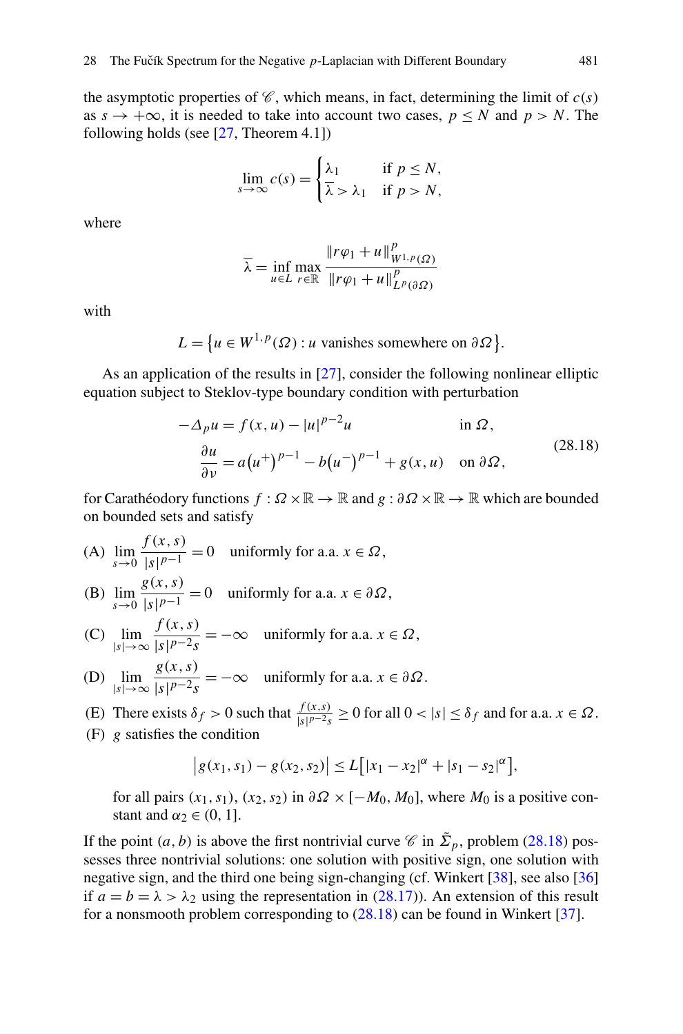the asymptotic properties of $\mathscr{C}$, which means, in fact, determining the limit of $c(s)$ as $s \to +\infty$, it is needed to take into account two cases, $p \le N$ and $p > N$. The following holds (see [27, Theorem 4.1])

$$\lim_{s\to\infty} c(s) = \begin{cases} \lambda_1 & \text{if } p \le N, \\ \overline{\lambda} > \lambda_1 & \text{if } p > N, \end{cases}$$

where

$$\overline{\lambda} = \inf_{u\in L} \max_{r\in\mathbb{R}} \frac{\|r\varphi_1 + u\|^p_{W^{1,p}(\Omega)}}{\|r\varphi_1 + u\|^p_{L^p(\partial\Omega)}}$$

with

$$L = \{u \in W^{1,p}(\Omega) : u \text{ vanishes somewhere on } \partial\Omega\}.$$

As an application of the results in [27], consider the following nonlinear elliptic equation subject to Steklov-type boundary condition with perturbation

$$\begin{aligned} -\Delta_p u &= f(x,u) - |u|^{p-2}u && \text{in } \Omega, \\ \frac{\partial u}{\partial \nu} &= a(u^+)^{p-1} - b(u^-)^{p-1} + g(x,u) && \text{on } \partial\Omega, \end{aligned} \tag{28.18}$$

for Carathéodory functions $f : \Omega \times \mathbb{R} \to \mathbb{R}$ and $g : \partial\Omega \times \mathbb{R} \to \mathbb{R}$ which are bounded on bounded sets and satisfy

(A) $\displaystyle\lim_{s\to 0} \frac{f(x,s)}{|s|^{p-1}} = 0$ uniformly for a.a. $x \in \Omega$,

(B) $\displaystyle\lim_{s\to 0} \frac{g(x,s)}{|s|^{p-1}} = 0$ uniformly for a.a. $x \in \partial\Omega$,

(C) $\displaystyle\lim_{|s|\to\infty} \frac{f(x,s)}{|s|^{p-2}s} = -\infty$ uniformly for a.a. $x \in \Omega$,

(D) $\displaystyle\lim_{|s|\to\infty} \frac{g(x,s)}{|s|^{p-2}s} = -\infty$ uniformly for a.a. $x \in \partial\Omega$.

(E) There exists $\delta_f > 0$ such that $\frac{f(x,s)}{|s|^{p-2}s} \ge 0$ for all $0 < |s| \le \delta_f$ and for a.a. $x \in \Omega$.

(F) $g$ satisfies the condition

$$\left|g(x_1,s_1) - g(x_2,s_2)\right| \le L\left[|x_1 - x_2|^{\alpha} + |s_1 - s_2|^{\alpha}\right],$$

for all pairs $(x_1,s_1)$, $(x_2,s_2)$ in $\partial\Omega \times [-M_0, M_0]$, where $M_0$ is a positive constant and $\alpha_2 \in (0,1]$.

If the point $(a,b)$ is above the first nontrivial curve $\mathscr{C}$ in $\tilde{\Sigma}_p$, problem (28.18) possesses three nontrivial solutions: one solution with positive sign, one solution with negative sign, and the third one being sign-changing (cf. Winkert [38], see also [36] if $a = b = \lambda > \lambda_2$ using the representation in (28.17)). An extension of this result for a nonsmooth problem corresponding to (28.18) can be found in Winkert [37].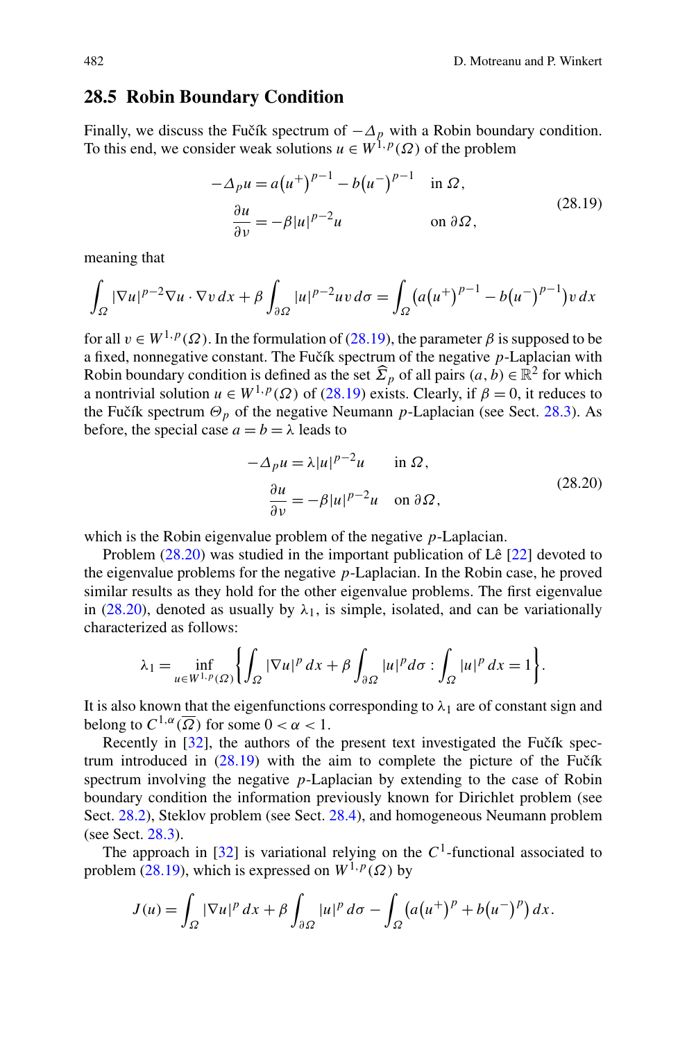## 28.5 Robin Boundary Condition

Finally, we discuss the Fučík spectrum of $-\Delta_p$ with a Robin boundary condition. To this end, we consider weak solutions $u \in W^{1,p}(\Omega)$ of the problem

$$
\begin{aligned}
-\Delta_p u &= a\big(u^+\big)^{p-1} - b\big(u^-\big)^{p-1} && \text{in } \Omega,\\
\frac{\partial u}{\partial \nu} &= -\beta |u|^{p-2}u && \text{on } \partial\Omega,
\end{aligned}
\tag{28.19}
$$

meaning that

$$
\int_\Omega |\nabla u|^{p-2}\nabla u \cdot \nabla v\,dx + \beta \int_{\partial\Omega} |u|^{p-2}uv\,d\sigma = \int_\Omega \Big(a\big(u^+\big)^{p-1} - b\big(u^-\big)^{p-1}\Big)v\,dx
$$

for all $v \in W^{1,p}(\Omega)$. In the formulation of (28.19), the parameter $\beta$ is supposed to be a fixed, nonnegative constant. The Fučík spectrum of the negative $p$-Laplacian with Robin boundary condition is defined as the set $\widehat{\Sigma}_p$ of all pairs $(a,b) \in \mathbb{R}^2$ for which a nontrivial solution $u \in W^{1,p}(\Omega)$ of (28.19) exists. Clearly, if $\beta = 0$, it reduces to the Fučík spectrum $\Theta_p$ of the negative Neumann $p$-Laplacian (see Sect. 28.3). As before, the special case $a = b = \lambda$ leads to

$$
\begin{aligned}
-\Delta_p u &= \lambda |u|^{p-2}u && \text{in } \Omega,\\
\frac{\partial u}{\partial \nu} &= -\beta |u|^{p-2}u && \text{on } \partial\Omega,
\end{aligned}
\tag{28.20}
$$

which is the Robin eigenvalue problem of the negative $p$-Laplacian.

Problem (28.20) was studied in the important publication of Lê [22] devoted to the eigenvalue problems for the negative $p$-Laplacian. In the Robin case, he proved similar results as they hold for the other eigenvalue problems. The first eigenvalue in (28.20), denoted as usually by $\lambda_1$, is simple, isolated, and can be variationally characterized as follows:

$$
\lambda_1 = \inf_{u \in W^{1,p}(\Omega)} \left\{ \int_\Omega |\nabla u|^p\,dx + \beta \int_{\partial\Omega} |u|^p d\sigma : \int_\Omega |u|^p\,dx = 1 \right\}.
$$

It is also known that the eigenfunctions corresponding to $\lambda_1$ are of constant sign and belong to $C^{1,\alpha}(\overline{\Omega})$ for some $0 < \alpha < 1$.

Recently in [32], the authors of the present text investigated the Fučík spectrum introduced in (28.19) with the aim to complete the picture of the Fučík spectrum involving the negative $p$-Laplacian by extending to the case of Robin boundary condition the information previously known for Dirichlet problem (see Sect. 28.2), Steklov problem (see Sect. 28.4), and homogeneous Neumann problem (see Sect. 28.3).

The approach in [32] is variational relying on the $C^1$-functional associated to problem (28.19), which is expressed on $W^{1,p}(\Omega)$ by

$$
J(u) = \int_\Omega |\nabla u|^p\,dx + \beta \int_{\partial\Omega} |u|^p\,d\sigma - \int_\Omega \Big(a\big(u^+\big)^p + b\big(u^-\big)^p\Big)\,dx.
$$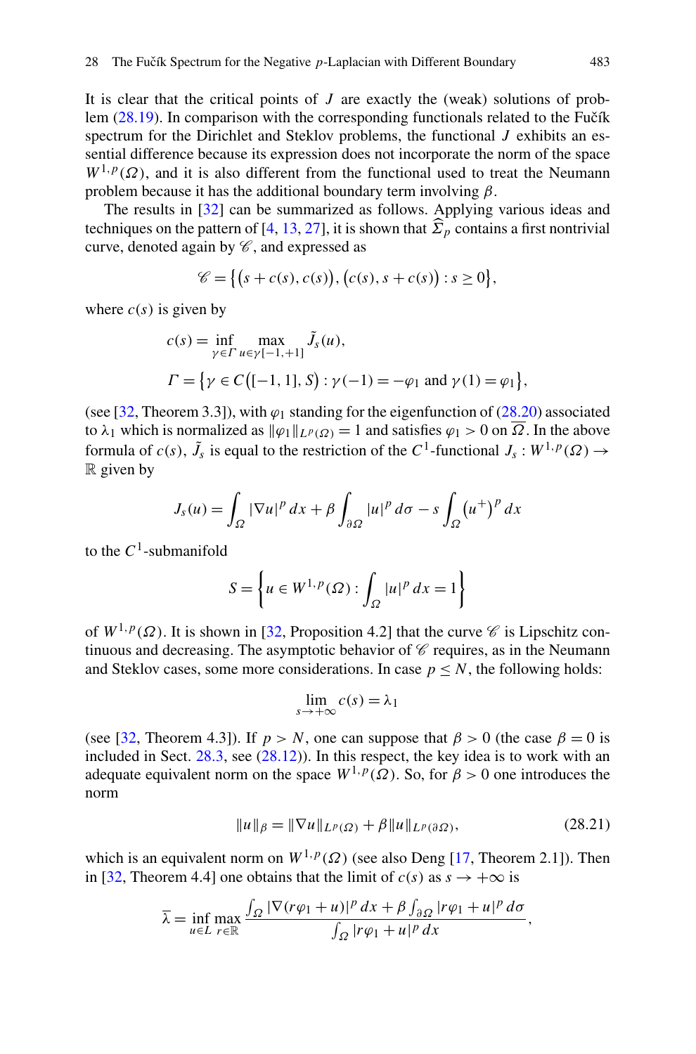It is clear that the critical points of $J$ are exactly the (weak) solutions of problem (28.19). In comparison with the corresponding functionals related to the Fučík spectrum for the Dirichlet and Steklov problems, the functional $J$ exhibits an essential difference because its expression does not incorporate the norm of the space $W^{1,p}(\Omega)$, and it is also different from the functional used to treat the Neumann problem because it has the additional boundary term involving $\beta$.

The results in [32] can be summarized as follows. Applying various ideas and techniques on the pattern of [4, 13, 27], it is shown that $\widehat{\Sigma}_p$ contains a first nontrivial curve, denoted again by $\mathscr{C}$, and expressed as

$$\mathscr{C} = \big\{\big(s + c(s), c(s)\big), \big(c(s), s + c(s)\big) : s \geq 0\big\},$$

where $c(s)$ is given by

$$c(s) = \inf_{\gamma \in \Gamma} \max_{u \in \gamma[-1,+1]} \tilde{J}_s(u),$$

$$\Gamma = \big\{\gamma \in C\big([-1,1], S\big) : \gamma(-1) = -\varphi_1 \text{ and } \gamma(1) = \varphi_1\big\},$$

(see [32, Theorem 3.3]), with $\varphi_1$ standing for the eigenfunction of (28.20) associated to $\lambda_1$ which is normalized as $\|\varphi_1\|_{L^p(\Omega)} = 1$ and satisfies $\varphi_1 > 0$ on $\overline{\Omega}$. In the above formula of $c(s)$, $\tilde{J}_s$ is equal to the restriction of the $C^1$-functional $J_s : W^{1,p}(\Omega) \to \mathbb{R}$ given by

$$J_s(u) = \int_\Omega |\nabla u|^p \, dx + \beta \int_{\partial\Omega} |u|^p \, d\sigma - s \int_\Omega \big(u^+\big)^p \, dx$$

to the $C^1$-submanifold

$$S = \left\{ u \in W^{1,p}(\Omega) : \int_\Omega |u|^p \, dx = 1 \right\}$$

of $W^{1,p}(\Omega)$. It is shown in [32, Proposition 4.2] that the curve $\mathscr{C}$ is Lipschitz continuous and decreasing. The asymptotic behavior of $\mathscr{C}$ requires, as in the Neumann and Steklov cases, some more considerations. In case $p \leq N$, the following holds:

$$\lim_{s \to +\infty} c(s) = \lambda_1$$

(see [32, Theorem 4.3]). If $p > N$, one can suppose that $\beta > 0$ (the case $\beta = 0$ is included in Sect. 28.3, see (28.12)). In this respect, the key idea is to work with an adequate equivalent norm on the space $W^{1,p}(\Omega)$. So, for $\beta > 0$ one introduces the norm

$$\|u\|_\beta = \|\nabla u\|_{L^p(\Omega)} + \beta \|u\|_{L^p(\partial\Omega)}, \tag{28.21}$$

which is an equivalent norm on $W^{1,p}(\Omega)$ (see also Deng [17, Theorem 2.1]). Then in [32, Theorem 4.4] one obtains that the limit of $c(s)$ as $s \to +\infty$ is

$$\overline{\lambda} = \inf_{u \in L} \max_{r \in \mathbb{R}} \frac{\int_\Omega |\nabla(r\varphi_1 + u)|^p \, dx + \beta \int_{\partial\Omega} |r\varphi_1 + u|^p \, d\sigma}{\int_\Omega |r\varphi_1 + u|^p \, dx},$$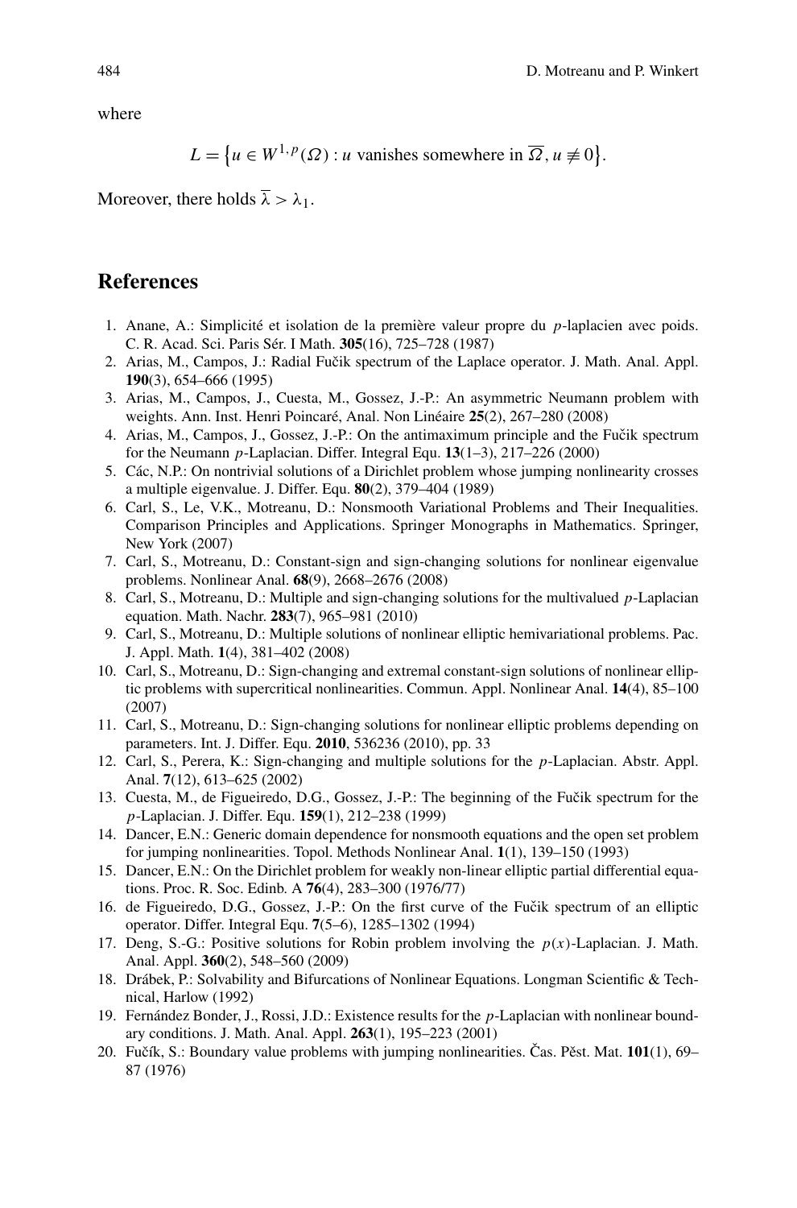where

$$L = \{u \in W^{1,p}(\Omega) : u \text{ vanishes somewhere in } \overline{\Omega}, u \not\equiv 0\}.$$

Moreover, there holds $\overline{\lambda} > \lambda_1$.

## References

1. Anane, A.: Simplicité et isolation de la première valeur propre du $p$-laplacien avec poids. C. R. Acad. Sci. Paris Sér. I Math. **305**(16), 725–728 (1987)
2. Arias, M., Campos, J.: Radial Fučik spectrum of the Laplace operator. J. Math. Anal. Appl. **190**(3), 654–666 (1995)
3. Arias, M., Campos, J., Cuesta, M., Gossez, J.-P.: An asymmetric Neumann problem with weights. Ann. Inst. Henri Poincaré, Anal. Non Linéaire **25**(2), 267–280 (2008)
4. Arias, M., Campos, J., Gossez, J.-P.: On the antimaximum principle and the Fučik spectrum for the Neumann $p$-Laplacian. Differ. Integral Equ. **13**(1–3), 217–226 (2000)
5. Các, N.P.: On nontrivial solutions of a Dirichlet problem whose jumping nonlinearity crosses a multiple eigenvalue. J. Differ. Equ. **80**(2), 379–404 (1989)
6. Carl, S., Le, V.K., Motreanu, D.: Nonsmooth Variational Problems and Their Inequalities. Comparison Principles and Applications. Springer Monographs in Mathematics. Springer, New York (2007)
7. Carl, S., Motreanu, D.: Constant-sign and sign-changing solutions for nonlinear eigenvalue problems. Nonlinear Anal. **68**(9), 2668–2676 (2008)
8. Carl, S., Motreanu, D.: Multiple and sign-changing solutions for the multivalued $p$-Laplacian equation. Math. Nachr. **283**(7), 965–981 (2010)
9. Carl, S., Motreanu, D.: Multiple solutions of nonlinear elliptic hemivariational problems. Pac. J. Appl. Math. **1**(4), 381–402 (2008)
10. Carl, S., Motreanu, D.: Sign-changing and extremal constant-sign solutions of nonlinear elliptic problems with supercritical nonlinearities. Commun. Appl. Nonlinear Anal. **14**(4), 85–100 (2007)
11. Carl, S., Motreanu, D.: Sign-changing solutions for nonlinear elliptic problems depending on parameters. Int. J. Differ. Equ. **2010**, 536236 (2010), pp. 33
12. Carl, S., Perera, K.: Sign-changing and multiple solutions for the $p$-Laplacian. Abstr. Appl. Anal. **7**(12), 613–625 (2002)
13. Cuesta, M., de Figueiredo, D.G., Gossez, J.-P.: The beginning of the Fučik spectrum for the $p$-Laplacian. J. Differ. Equ. **159**(1), 212–238 (1999)
14. Dancer, E.N.: Generic domain dependence for nonsmooth equations and the open set problem for jumping nonlinearities. Topol. Methods Nonlinear Anal. **1**(1), 139–150 (1993)
15. Dancer, E.N.: On the Dirichlet problem for weakly non-linear elliptic partial differential equations. Proc. R. Soc. Edinb. A **76**(4), 283–300 (1976/77)
16. de Figueiredo, D.G., Gossez, J.-P.: On the first curve of the Fučik spectrum of an elliptic operator. Differ. Integral Equ. **7**(5–6), 1285–1302 (1994)
17. Deng, S.-G.: Positive solutions for Robin problem involving the $p(x)$-Laplacian. J. Math. Anal. Appl. **360**(2), 548–560 (2009)
18. Drábek, P.: Solvability and Bifurcations of Nonlinear Equations. Longman Scientific & Technical, Harlow (1992)
19. Fernández Bonder, J., Rossi, J.D.: Existence results for the $p$-Laplacian with nonlinear boundary conditions. J. Math. Anal. Appl. **263**(1), 195–223 (2001)
20. Fučík, S.: Boundary value problems with jumping nonlinearities. Čas. Pěst. Mat. **101**(1), 69–87 (1976)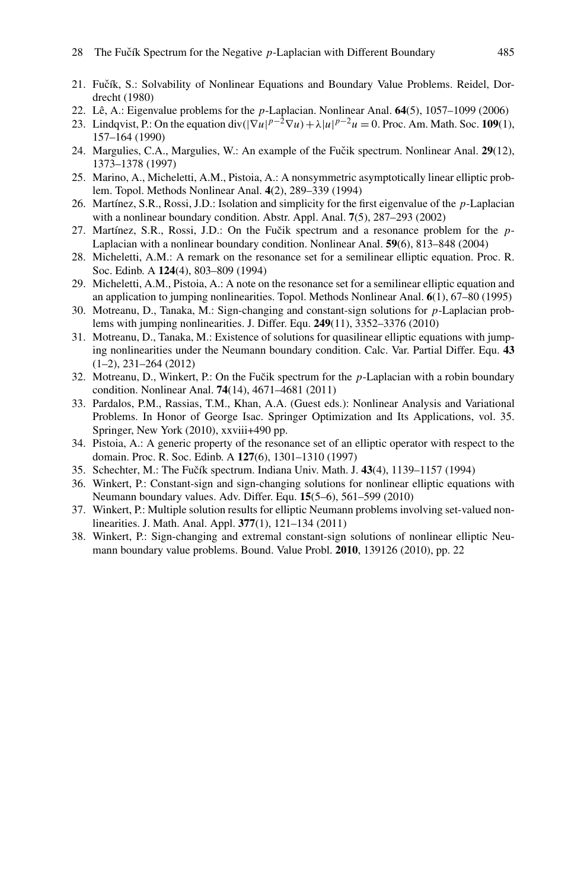21. Fučík, S.: Solvability of Nonlinear Equations and Boundary Value Problems. Reidel, Dordrecht (1980)
22. Lê, A.: Eigenvalue problems for the $p$-Laplacian. Nonlinear Anal. **64**(5), 1057–1099 (2006)
23. Lindqvist, P.: On the equation $\operatorname{div}(|\nabla u|^{p-2}\nabla u) + \lambda|u|^{p-2}u = 0$. Proc. Am. Math. Soc. **109**(1), 157–164 (1990)
24. Margulies, C.A., Margulies, W.: An example of the Fučik spectrum. Nonlinear Anal. **29**(12), 1373–1378 (1997)
25. Marino, A., Micheletti, A.M., Pistoia, A.: A nonsymmetric asymptotically linear elliptic problem. Topol. Methods Nonlinear Anal. **4**(2), 289–339 (1994)
26. Martínez, S.R., Rossi, J.D.: Isolation and simplicity for the first eigenvalue of the $p$-Laplacian with a nonlinear boundary condition. Abstr. Appl. Anal. **7**(5), 287–293 (2002)
27. Martínez, S.R., Rossi, J.D.: On the Fučik spectrum and a resonance problem for the $p$-Laplacian with a nonlinear boundary condition. Nonlinear Anal. **59**(6), 813–848 (2004)
28. Micheletti, A.M.: A remark on the resonance set for a semilinear elliptic equation. Proc. R. Soc. Edinb. A **124**(4), 803–809 (1994)
29. Micheletti, A.M., Pistoia, A.: A note on the resonance set for a semilinear elliptic equation and an application to jumping nonlinearities. Topol. Methods Nonlinear Anal. **6**(1), 67–80 (1995)
30. Motreanu, D., Tanaka, M.: Sign-changing and constant-sign solutions for $p$-Laplacian problems with jumping nonlinearities. J. Differ. Equ. **249**(11), 3352–3376 (2010)
31. Motreanu, D., Tanaka, M.: Existence of solutions for quasilinear elliptic equations with jumping nonlinearities under the Neumann boundary condition. Calc. Var. Partial Differ. Equ. **43** (1–2), 231–264 (2012)
32. Motreanu, D., Winkert, P.: On the Fučik spectrum for the $p$-Laplacian with a robin boundary condition. Nonlinear Anal. **74**(14), 4671–4681 (2011)
33. Pardalos, P.M., Rassias, T.M., Khan, A.A. (Guest eds.): Nonlinear Analysis and Variational Problems. In Honor of George Isac. Springer Optimization and Its Applications, vol. 35. Springer, New York (2010), xxviii+490 pp.
34. Pistoia, A.: A generic property of the resonance set of an elliptic operator with respect to the domain. Proc. R. Soc. Edinb. A **127**(6), 1301–1310 (1997)
35. Schechter, M.: The Fučík spectrum. Indiana Univ. Math. J. **43**(4), 1139–1157 (1994)
36. Winkert, P.: Constant-sign and sign-changing solutions for nonlinear elliptic equations with Neumann boundary values. Adv. Differ. Equ. **15**(5–6), 561–599 (2010)
37. Winkert, P.: Multiple solution results for elliptic Neumann problems involving set-valued nonlinearities. J. Math. Anal. Appl. **377**(1), 121–134 (2011)
38. Winkert, P.: Sign-changing and extremal constant-sign solutions of nonlinear elliptic Neumann boundary value problems. Bound. Value Probl. **2010**, 139126 (2010), pp. 22